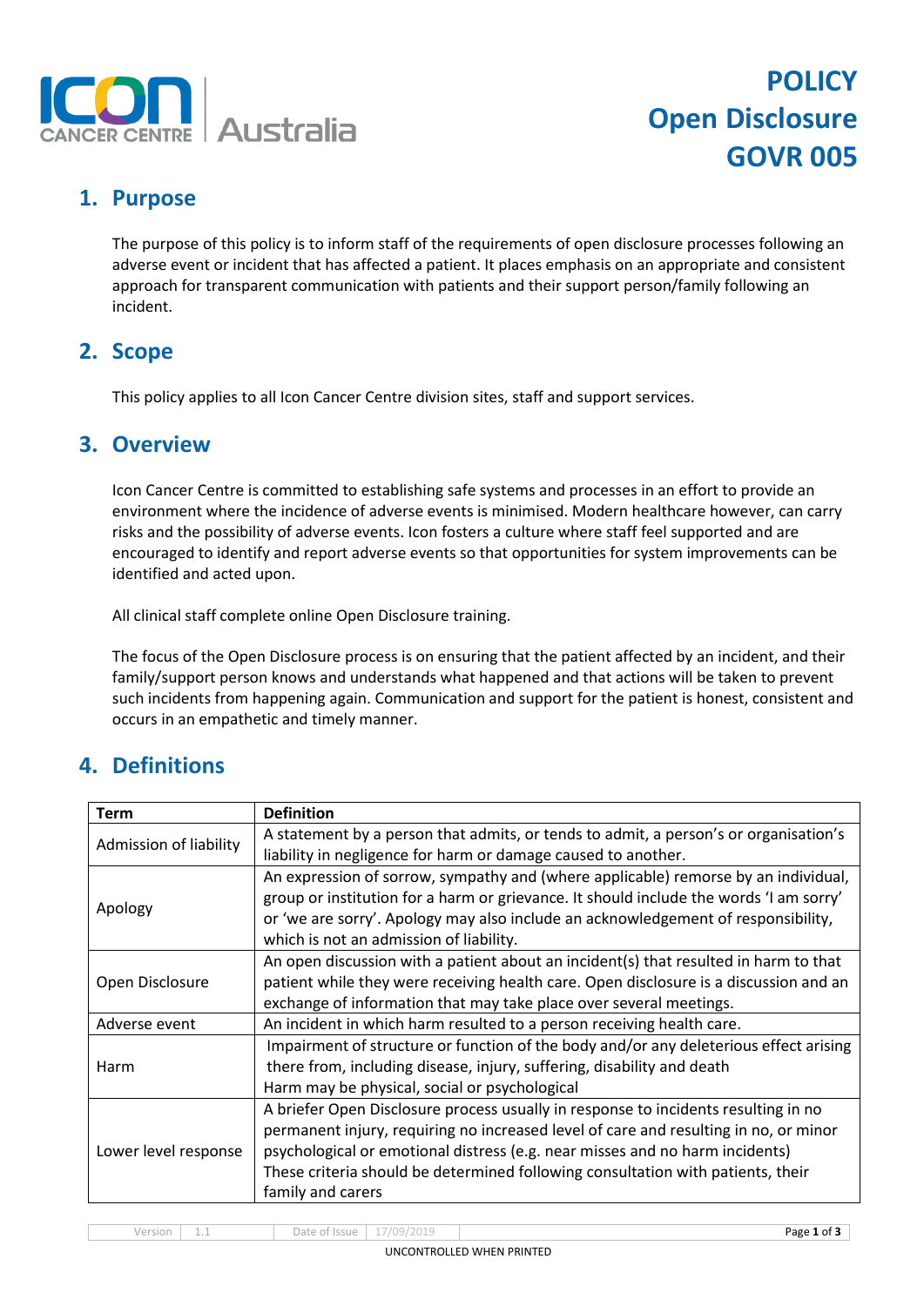# POLICY
# Open Disclosure
# GOVR 005

## 1. Purpose

The purpose of this policy is to inform staff of the requirements of open disclosure processes following an adverse event or incident that has affected a patient. It places emphasis on an appropriate and consistent approach for transparent communication with patients and their support person/family following an incident.

## 2. Scope

This policy applies to all Icon Cancer Centre division sites, staff and support services.

## 3. Overview

Icon Cancer Centre is committed to establishing safe systems and processes in an effort to provide an environment where the incidence of adverse events is minimised. Modern healthcare however, can carry risks and the possibility of adverse events. Icon fosters a culture where staff feel supported and are encouraged to identify and report adverse events so that opportunities for system improvements can be identified and acted upon.

All clinical staff complete online Open Disclosure training.

The focus of the Open Disclosure process is on ensuring that the patient affected by an incident, and their family/support person knows and understands what happened and that actions will be taken to prevent such incidents from happening again. Communication and support for the patient is honest, consistent and occurs in an empathetic and timely manner.

## 4. Definitions

| Term | Definition |
| --- | --- |
| Admission of liability | A statement by a person that admits, or tends to admit, a person's or organisation's liability in negligence for harm or damage caused to another. |
| Apology | An expression of sorrow, sympathy and (where applicable) remorse by an individual, group or institution for a harm or grievance. It should include the words 'I am sorry' or 'we are sorry'. Apology may also include an acknowledgement of responsibility, which is not an admission of liability. |
| Open Disclosure | An open discussion with a patient about an incident(s) that resulted in harm to that patient while they were receiving health care. Open disclosure is a discussion and an exchange of information that may take place over several meetings. |
| Adverse event | An incident in which harm resulted to a person receiving health care. |
| Harm | Impairment of structure or function of the body and/or any deleterious effect arising there from, including disease, injury, suffering, disability and death<br>Harm may be physical, social or psychological |
| Lower level response | A briefer Open Disclosure process usually in response to incidents resulting in no permanent injury, requiring no increased level of care and resulting in no, or minor psychological or emotional distress (e.g. near misses and no harm incidents)<br>These criteria should be determined following consultation with patients, their family and carers |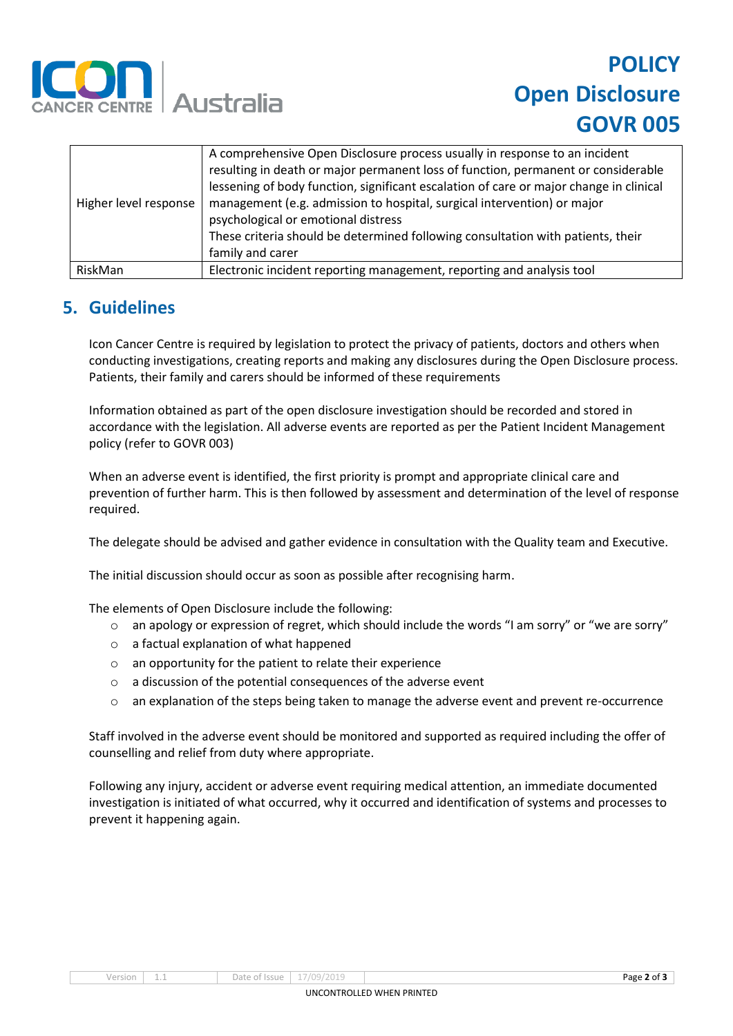| | |
|---|---|
| Higher level response | A comprehensive Open Disclosure process usually in response to an incident resulting in death or major permanent loss of function, permanent or considerable lessening of body function, significant escalation of care or major change in clinical management (e.g. admission to hospital, surgical intervention) or major psychological or emotional distress<br>These criteria should be determined following consultation with patients, their family and carer |
| RiskMan | Electronic incident reporting management, reporting and analysis tool |

## 5. Guidelines

Icon Cancer Centre is required by legislation to protect the privacy of patients, doctors and others when conducting investigations, creating reports and making any disclosures during the Open Disclosure process. Patients, their family and carers should be informed of these requirements

Information obtained as part of the open disclosure investigation should be recorded and stored in accordance with the legislation. All adverse events are reported as per the Patient Incident Management policy (refer to GOVR 003)

When an adverse event is identified, the first priority is prompt and appropriate clinical care and prevention of further harm. This is then followed by assessment and determination of the level of response required.

The delegate should be advised and gather evidence in consultation with the Quality team and Executive.

The initial discussion should occur as soon as possible after recognising harm.

The elements of Open Disclosure include the following:

- an apology or expression of regret, which should include the words "I am sorry" or "we are sorry"
- a factual explanation of what happened
- an opportunity for the patient to relate their experience
- a discussion of the potential consequences of the adverse event
- an explanation of the steps being taken to manage the adverse event and prevent re-occurrence

Staff involved in the adverse event should be monitored and supported as required including the offer of counselling and relief from duty where appropriate.

Following any injury, accident or adverse event requiring medical attention, an immediate documented investigation is initiated of what occurred, why it occurred and identification of systems and processes to prevent it happening again.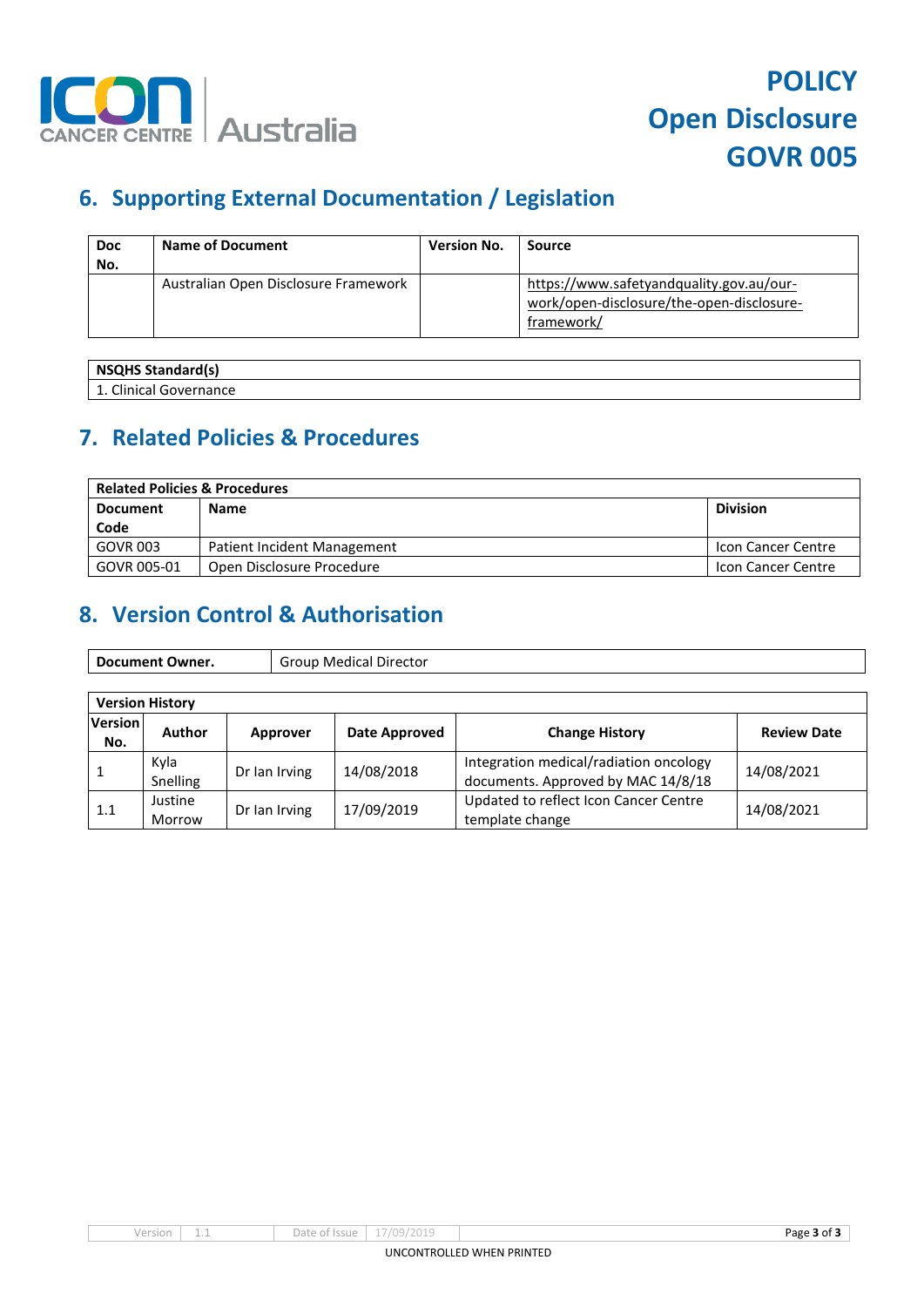## 6. Supporting External Documentation / Legislation

| Doc No. | Name of Document | Version No. | Source |
|---|---|---|---|
| | Australian Open Disclosure Framework | | https://www.safetyandquality.gov.au/our-work/open-disclosure/the-open-disclosure-framework/ |

| **NSQHS Standard(s)** |
|---|
| 1. Clinical Governance |

## 7. Related Policies & Procedures

| **Related Policies & Procedures** | | |
|---|---|---|
| **Document Code** | **Name** | **Division** |
| GOVR 003 | Patient Incident Management | Icon Cancer Centre |
| GOVR 005-01 | Open Disclosure Procedure | Icon Cancer Centre |

## 8. Version Control & Authorisation

| **Document Owner.** | Group Medical Director |
|---|---|

| **Version History** | | | | | |
|---|---|---|---|---|---|
| **Version No.** | **Author** | **Approver** | **Date Approved** | **Change History** | **Review Date** |
| 1 | Kyla Snelling | Dr Ian Irving | 14/08/2018 | Integration medical/radiation oncology documents. Approved by MAC 14/8/18 | 14/08/2021 |
| 1.1 | Justine Morrow | Dr Ian Irving | 17/09/2019 | Updated to reflect Icon Cancer Centre template change | 14/08/2021 |